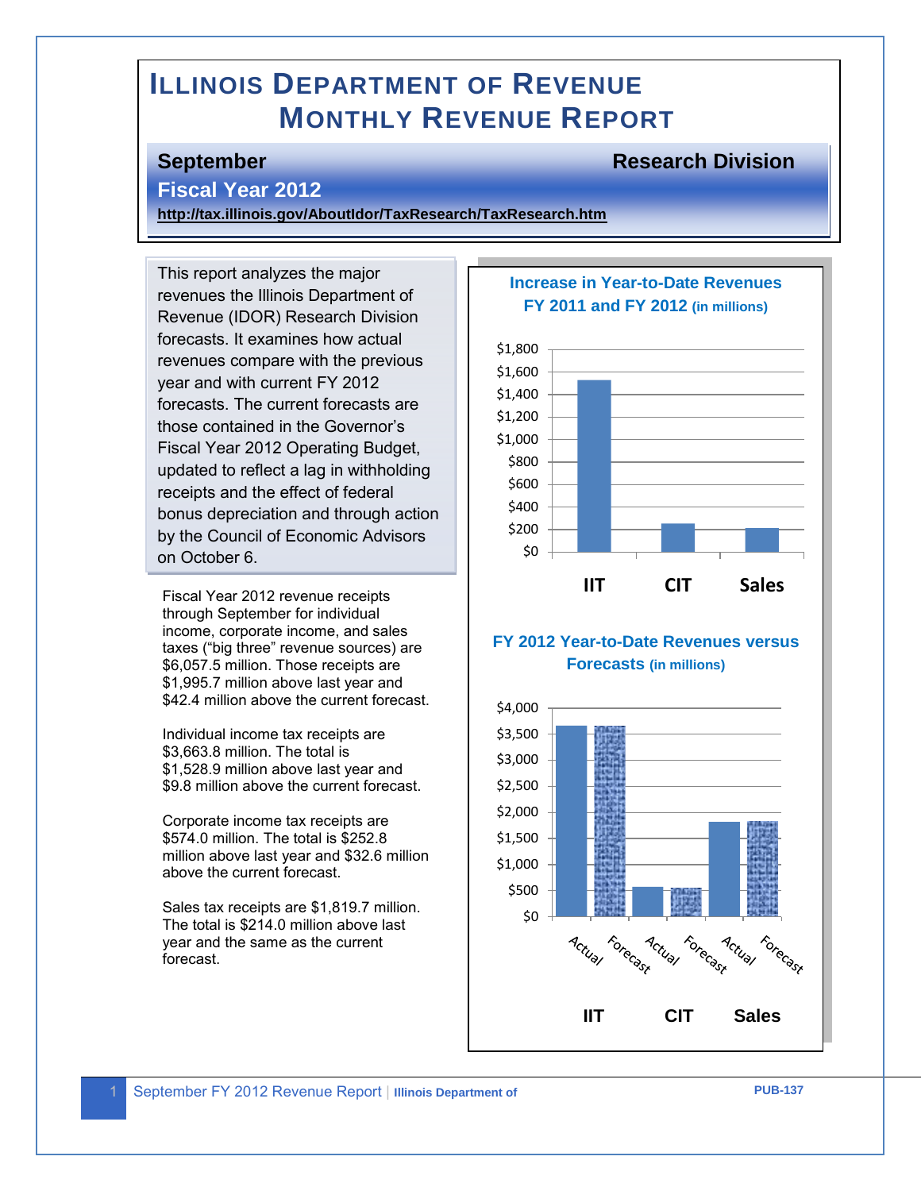# Illinois Department of Revenue
## Monthly Revenue Report

**September** **Research Division**

**Fiscal Year 2012**

**http://tax.illinois.gov/AboutIdor/TaxResearch/TaxResearch.htm**

This report analyzes the major revenues the Illinois Department of Revenue (IDOR) Research Division forecasts. It examines how actual revenues compare with the previous year and with current FY 2012 forecasts. The current forecasts are those contained in the Governor's Fiscal Year 2012 Operating Budget, updated to reflect a lag in withholding receipts and the effect of federal bonus depreciation and through action by the Council of Economic Advisors on October 6.

Fiscal Year 2012 revenue receipts through September for individual income, corporate income, and sales taxes ("big three" revenue sources) are $6,057.5 million. Those receipts are $1,995.7 million above last year and $42.4 million above the current forecast.

Individual income tax receipts are $3,663.8 million. The total is $1,528.9 million above last year and $9.8 million above the current forecast.

Corporate income tax receipts are $574.0 million. The total is $252.8 million above last year and $32.6 million above the current forecast.

Sales tax receipts are $1,819.7 million. The total is $214.0 million above last year and the same as the current forecast.

**Increase in Year-to-Date Revenues FY 2011 and FY 2012 (in millions)**

| | IIT | CIT | Sales |
|---|---|---|---|
| Increase | ~$1,529 | ~$253 | ~$214 |

**FY 2012 Year-to-Date Revenues versus Forecasts (in millions)**

| | IIT | CIT | Sales |
|---|---|---|---|
| Actual | ~$3,664 | ~$574 | ~$1,820 |
| Forecast | ~$3,654 | ~$541 | ~$1,820 |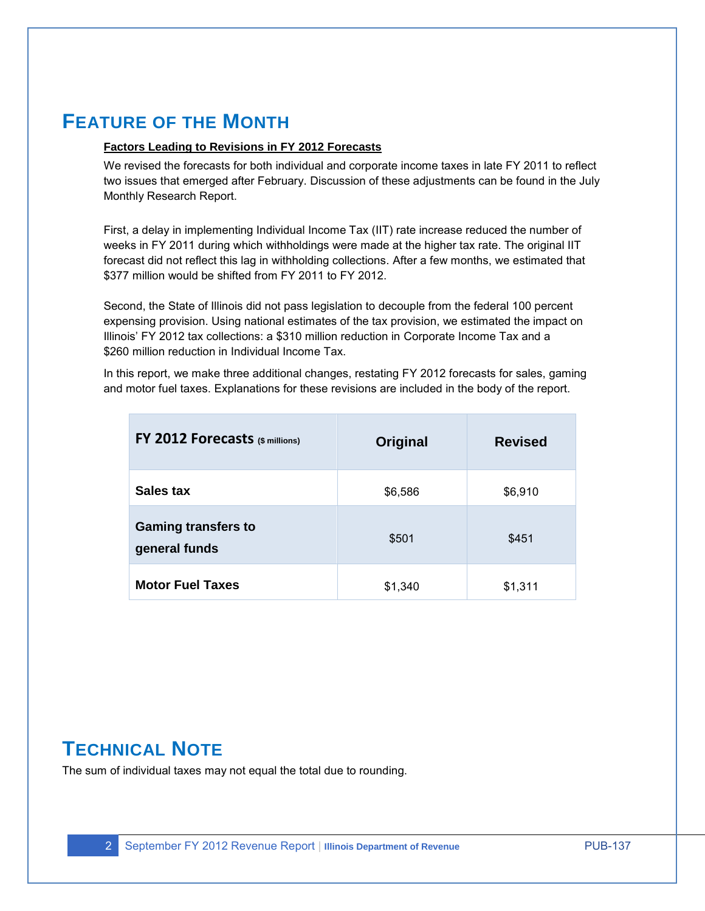## Feature of the Month

**Factors Leading to Revisions in FY 2012 Forecasts**

We revised the forecasts for both individual and corporate income taxes in late FY 2011 to reflect two issues that emerged after February. Discussion of these adjustments can be found in the July Monthly Research Report.

First, a delay in implementing Individual Income Tax (IIT) rate increase reduced the number of weeks in FY 2011 during which withholdings were made at the higher tax rate. The original IIT forecast did not reflect this lag in withholding collections. After a few months, we estimated that $377 million would be shifted from FY 2011 to FY 2012.

Second, the State of Illinois did not pass legislation to decouple from the federal 100 percent expensing provision. Using national estimates of the tax provision, we estimated the impact on Illinois' FY 2012 tax collections: a $310 million reduction in Corporate Income Tax and a $260 million reduction in Individual Income Tax.

In this report, we make three additional changes, restating FY 2012 forecasts for sales, gaming and motor fuel taxes. Explanations for these revisions are included in the body of the report.

| FY 2012 Forecasts ($ millions) | Original | Revised |
|---|---|---|
| **Sales tax** | $6,586 | $6,910 |
| **Gaming transfers to general funds** | $501 | $451 |
| **Motor Fuel Taxes** | $1,340 | $1,311 |

## Technical Note

The sum of individual taxes may not equal the total due to rounding.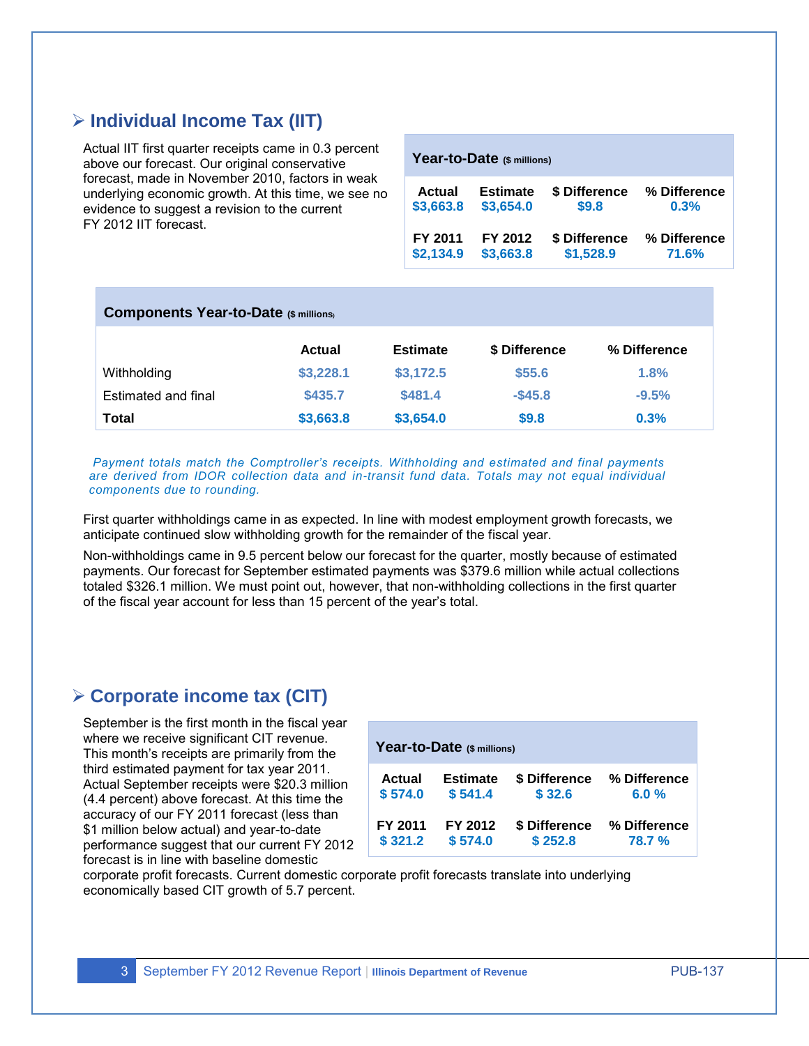## Individual Income Tax (IIT)

Actual IIT first quarter receipts came in 0.3 percent above our forecast. Our original conservative forecast, made in November 2010, factors in weak underlying economic growth. At this time, we see no evidence to suggest a revision to the current FY 2012 IIT forecast.

**Year-to-Date** ($ millions)

| Actual | Estimate | $ Difference | % Difference |
|---|---|---|---|
| $3,663.8 | $3,654.0 | $9.8 | 0.3% |
| **FY 2011** | **FY 2012** | **$ Difference** | **% Difference** |
| $2,134.9 | $3,663.8 | $1,528.9 | 71.6% |

**Components Year-to-Date** ($ millions)

| | Actual | Estimate | $ Difference | % Difference |
|---|---|---|---|---|
| Withholding | $3,228.1 | $3,172.5 | $55.6 | 1.8% |
| Estimated and final | $435.7 | $481.4 | -$45.8 | -9.5% |
| **Total** | **$3,663.8** | **$3,654.0** | **$9.8** | **0.3%** |

*Payment totals match the Comptroller's receipts. Withholding and estimated and final payments are derived from IDOR collection data and in-transit fund data. Totals may not equal individual components due to rounding.*

First quarter withholdings came in as expected. In line with modest employment growth forecasts, we anticipate continued slow withholding growth for the remainder of the fiscal year.

Non-withholdings came in 9.5 percent below our forecast for the quarter, mostly because of estimated payments. Our forecast for September estimated payments was $379.6 million while actual collections totaled $326.1 million. We must point out, however, that non-withholding collections in the first quarter of the fiscal year account for less than 15 percent of the year's total.

## Corporate income tax (CIT)

September is the first month in the fiscal year where we receive significant CIT revenue. This month's receipts are primarily from the third estimated payment for tax year 2011. Actual September receipts were $20.3 million (4.4 percent) above forecast. At this time the accuracy of our FY 2011 forecast (less than $1 million below actual) and year-to-date performance suggest that our current FY 2012 forecast is in line with baseline domestic corporate profit forecasts. Current domestic corporate profit forecasts translate into underlying economically based CIT growth of 5.7 percent.

**Year-to-Date** ($ millions)

| Actual | Estimate | $ Difference | % Difference |
|---|---|---|---|
| $ 574.0 | $ 541.4 | $ 32.6 | 6.0 % |
| **FY 2011** | **FY 2012** | **$ Difference** | **% Difference** |
| $ 321.2 | $ 574.0 | $ 252.8 | 78.7 % |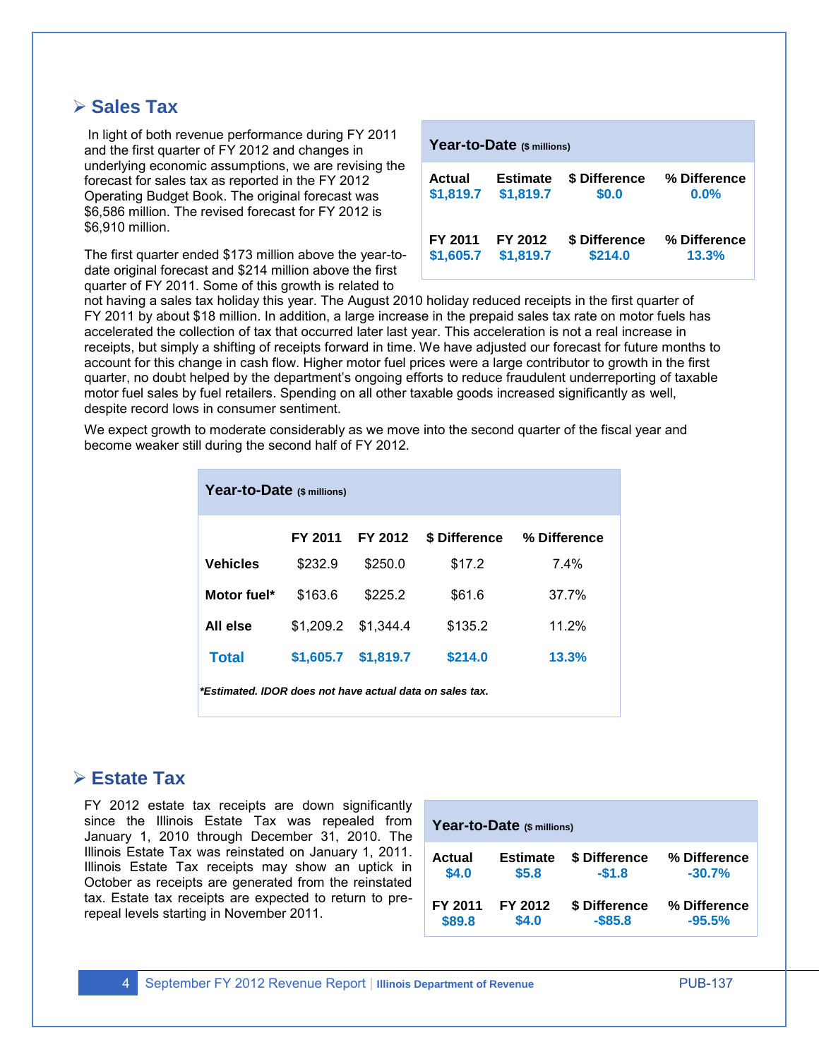## Sales Tax

In light of both revenue performance during FY 2011 and the first quarter of FY 2012 and changes in underlying economic assumptions, we are revising the forecast for sales tax as reported in the FY 2012 Operating Budget Book. The original forecast was $6,586 million. The revised forecast for FY 2012 is $6,910 million.

| **Year-to-Date** ($ millions) | | | |
|---|---|---|---|
| **Actual** | **Estimate** | **$ Difference** | **% Difference** |
| **$1,819.7** | **$1,819.7** | **$0.0** | **0.0%** |
| **FY 2011** | **FY 2012** | **$ Difference** | **% Difference** |
| **$1,605.7** | **$1,819.7** | **$214.0** | **13.3%** |

The first quarter ended $173 million above the year-to-date original forecast and $214 million above the first quarter of FY 2011. Some of this growth is related to not having a sales tax holiday this year. The August 2010 holiday reduced receipts in the first quarter of FY 2011 by about $18 million. In addition, a large increase in the prepaid sales tax rate on motor fuels has accelerated the collection of tax that occurred later last year. This acceleration is not a real increase in receipts, but simply a shifting of receipts forward in time. We have adjusted our forecast for future months to account for this change in cash flow. Higher motor fuel prices were a large contributor to growth in the first quarter, no doubt helped by the department's ongoing efforts to reduce fraudulent underreporting of taxable motor fuel sales by fuel retailers. Spending on all other taxable goods increased significantly as well, despite record lows in consumer sentiment.

We expect growth to moderate considerably as we move into the second quarter of the fiscal year and become weaker still during the second half of FY 2012.

**Year-to-Date** ($ millions)

| | FY 2011 | FY 2012 | $ Difference | % Difference |
|---|---|---|---|---|
| **Vehicles** | $232.9 | $250.0 | $17.2 | 7.4% |
| **Motor fuel*** | $163.6 | $225.2 | $61.6 | 37.7% |
| **All else** | $1,209.2 | $1,344.4 | $135.2 | 11.2% |
| **Total** | **$1,605.7** | **$1,819.7** | **$214.0** | **13.3%** |

***Estimated. IDOR does not have actual data on sales tax.***

## Estate Tax

FY 2012 estate tax receipts are down significantly since the Illinois Estate Tax was repealed from January 1, 2010 through December 31, 2010. The Illinois Estate Tax was reinstated on January 1, 2011. Illinois Estate Tax receipts may show an uptick in October as receipts are generated from the reinstated tax. Estate tax receipts are expected to return to pre-repeal levels starting in November 2011.

| **Year-to-Date** ($ millions) | | | |
|---|---|---|---|
| **Actual** | **Estimate** | **$ Difference** | **% Difference** |
| **$4.0** | **$5.8** | **-$1.8** | **-30.7%** |
| **FY 2011** | **FY 2012** | **$ Difference** | **% Difference** |
| **$89.8** | **$4.0** | **-$85.8** | **-95.5%** |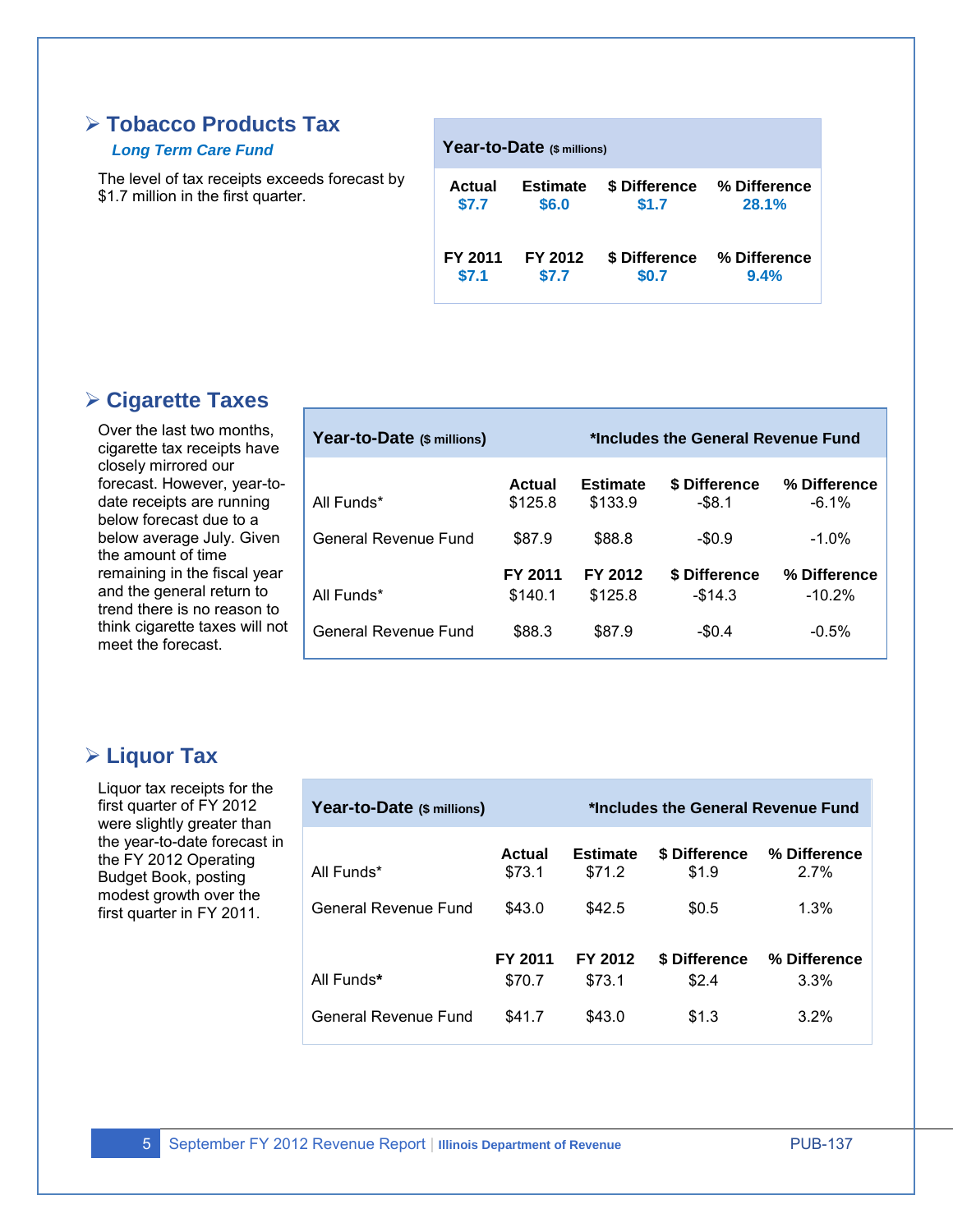## ➢ Tobacco Products Tax

***Long Term Care Fund***

The level of tax receipts exceeds forecast by $1.7 million in the first quarter.

| Year-to-Date ($ millions) | | | |
|---|---|---|---|
| **Actual** | **Estimate** | **$ Difference** | **% Difference** |
| $7.7 | $6.0 | $1.7 | 28.1% |
| **FY 2011** | **FY 2012** | **$ Difference** | **% Difference** |
| $7.1 | $7.7 | $0.7 | 9.4% |

## ➢ Cigarette Taxes

Over the last two months, cigarette tax receipts have closely mirrored our forecast. However, year-to-date receipts are running below forecast due to a below average July. Given the amount of time remaining in the fiscal year and the general return to trend there is no reason to think cigarette taxes will not meet the forecast.

| Year-to-Date ($ millions) | | | *Includes the General Revenue Fund | |
|---|---|---|---|---|
| | **Actual** | **Estimate** | **$ Difference** | **% Difference** |
| All Funds* | $125.8 | $133.9 | -$8.1 | -6.1% |
| General Revenue Fund | $87.9 | $88.8 | -$0.9 | -1.0% |
| | **FY 2011** | **FY 2012** | **$ Difference** | **% Difference** |
| All Funds* | $140.1 | $125.8 | -$14.3 | -10.2% |
| General Revenue Fund | $88.3 | $87.9 | -$0.4 | -0.5% |

## ➢ Liquor Tax

Liquor tax receipts for the first quarter of FY 2012 were slightly greater than the year-to-date forecast in the FY 2012 Operating Budget Book, posting modest growth over the first quarter in FY 2011.

| Year-to-Date ($ millions) | | | *Includes the General Revenue Fund | |
|---|---|---|---|---|
| | **Actual** | **Estimate** | **$ Difference** | **% Difference** |
| All Funds* | $73.1 | $71.2 | $1.9 | 2.7% |
| General Revenue Fund | $43.0 | $42.5 | $0.5 | 1.3% |
| | **FY 2011** | **FY 2012** | **$ Difference** | **% Difference** |
| All Funds* | $70.7 | $73.1 | $2.4 | 3.3% |
| General Revenue Fund | $41.7 | $43.0 | $1.3 | 3.2% |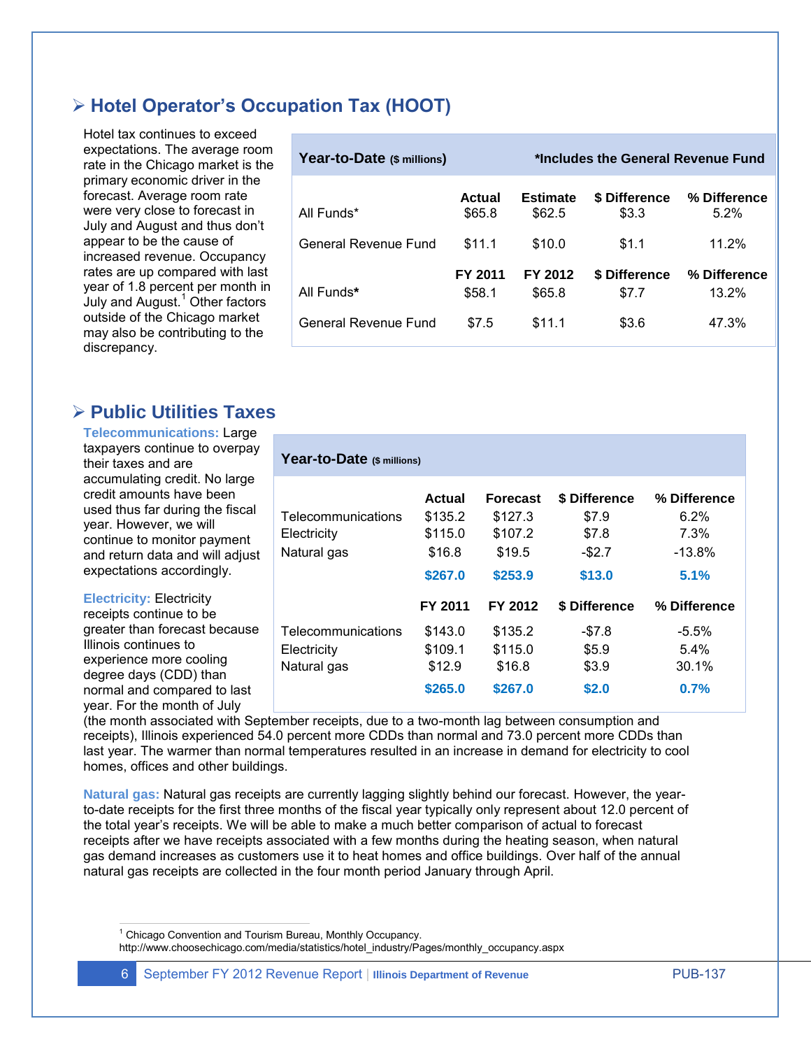## Hotel Operator's Occupation Tax (HOOT)

Hotel tax continues to exceed expectations. The average room rate in the Chicago market is the primary economic driver in the forecast. Average room rate were very close to forecast in July and August and thus don't appear to be the cause of increased revenue. Occupancy rates are up compared with last year of 1.8 percent per month in July and August.[1] Other factors outside of the Chicago market may also be contributing to the discrepancy.

**Year-to-Date** ($ millions) — *Includes the General Revenue Fund

| | Actual | Estimate | $ Difference | % Difference |
|---|---|---|---|---|
| All Funds* | $65.8 | $62.5 | $3.3 | 5.2% |
| General Revenue Fund | $11.1 | $10.0 | $1.1 | 11.2% |
| | **FY 2011** | **FY 2012** | **$ Difference** | **% Difference** |
| All Funds* | $58.1 | $65.8 | $7.7 | 13.2% |
| General Revenue Fund | $7.5 | $11.1 | $3.6 | 47.3% |

## Public Utilities Taxes

**Telecommunications:** Large taxpayers continue to overpay their taxes and are accumulating credit. No large credit amounts have been used thus far during the fiscal year. However, we will continue to monitor payment and return data and will adjust expectations accordingly.

**Year-to-Date** ($ millions)

| | Actual | Forecast | $ Difference | % Difference |
|---|---|---|---|---|
| Telecommunications | $135.2 | $127.3 | $7.9 | 6.2% |
| Electricity | $115.0 | $107.2 | $7.8 | 7.3% |
| Natural gas | $16.8 | $19.5 | -$2.7 | -13.8% |
| | **$267.0** | **$253.9** | **$13.0** | **5.1%** |
| | **FY 2011** | **FY 2012** | **$ Difference** | **% Difference** |
| Telecommunications | $143.0 | $135.2 | -$7.8 | -5.5% |
| Electricity | $109.1 | $115.0 | $5.9 | 5.4% |
| Natural gas | $12.9 | $16.8 | $3.9 | 30.1% |
| | **$265.0** | **$267.0** | **$2.0** | **0.7%** |

**Electricity:** Electricity receipts continue to be greater than forecast because Illinois continues to experience more cooling degree days (CDD) than normal and compared to last year. For the month of July (the month associated with September receipts, due to a two-month lag between consumption and receipts), Illinois experienced 54.0 percent more CDDs than normal and 73.0 percent more CDDs than last year. The warmer than normal temperatures resulted in an increase in demand for electricity to cool homes, offices and other buildings.

**Natural gas:** Natural gas receipts are currently lagging slightly behind our forecast. However, the year-to-date receipts for the first three months of the fiscal year typically only represent about 12.0 percent of the total year's receipts. We will be able to make a much better comparison of actual to forecast receipts after we have receipts associated with a few months during the heating season, when natural gas demand increases as customers use it to heat homes and office buildings. Over half of the annual natural gas receipts are collected in the four month period January through April.

[1] Chicago Convention and Tourism Bureau, Monthly Occupancy. http://www.choosechicago.com/media/statistics/hotel_industry/Pages/monthly_occupancy.aspx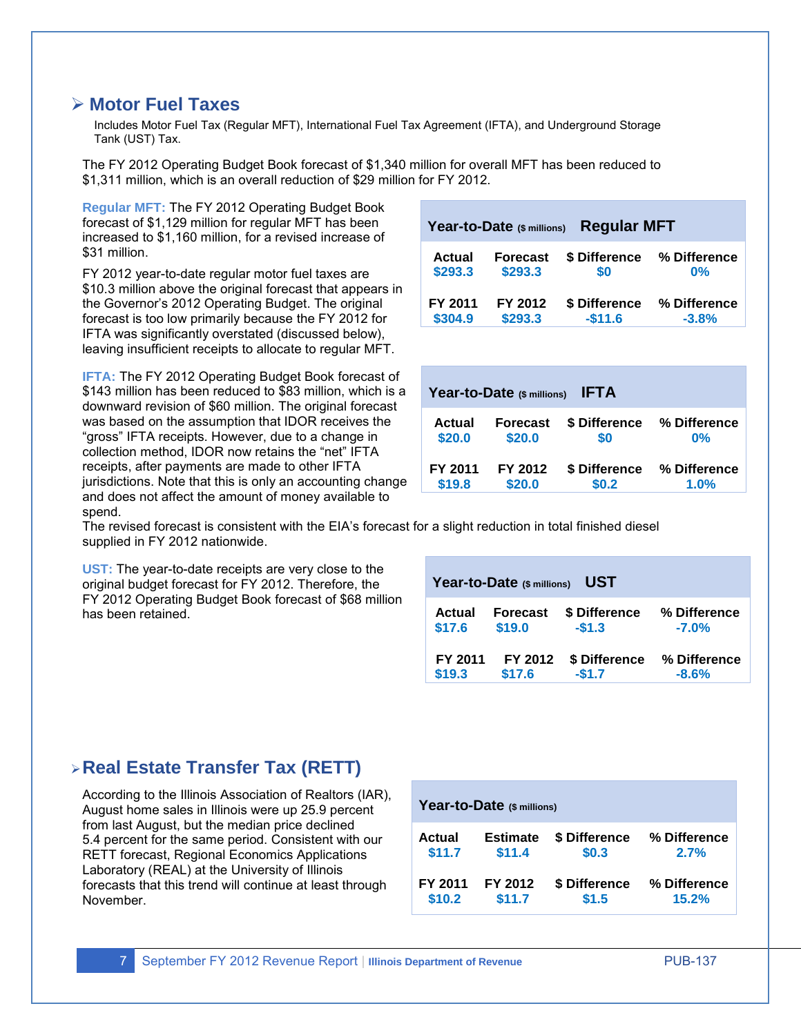## Motor Fuel Taxes

Includes Motor Fuel Tax (Regular MFT), International Fuel Tax Agreement (IFTA), and Underground Storage Tank (UST) Tax.

The FY 2012 Operating Budget Book forecast of $1,340 million for overall MFT has been reduced to $1,311 million, which is an overall reduction of $29 million for FY 2012.

**Regular MFT:** The FY 2012 Operating Budget Book forecast of $1,129 million for regular MFT has been increased to $1,160 million, for a revised increase of $31 million.

FY 2012 year-to-date regular motor fuel taxes are $10.3 million above the original forecast that appears in the Governor's 2012 Operating Budget. The original forecast is too low primarily because the FY 2012 for IFTA was significantly overstated (discussed below), leaving insufficient receipts to allocate to regular MFT.

| Year-to-Date ($ millions) Regular MFT | | | |
|---|---|---|---|
| **Actual** | **Forecast** | **$ Difference** | **% Difference** |
| $293.3 | $293.3 | $0 | 0% |
| **FY 2011** | **FY 2012** | **$ Difference** | **% Difference** |
| $304.9 | $293.3 | -$11.6 | -3.8% |

**IFTA:** The FY 2012 Operating Budget Book forecast of $143 million has been reduced to $83 million, which is a downward revision of $60 million. The original forecast was based on the assumption that IDOR receives the "gross" IFTA receipts. However, due to a change in collection method, IDOR now retains the "net" IFTA receipts, after payments are made to other IFTA jurisdictions. Note that this is only an accounting change and does not affect the amount of money available to spend.

The revised forecast is consistent with the EIA's forecast for a slight reduction in total finished diesel supplied in FY 2012 nationwide.

| Year-to-Date ($ millions) IFTA | | | |
|---|---|---|---|
| **Actual** | **Forecast** | **$ Difference** | **% Difference** |
| $20.0 | $20.0 | $0 | 0% |
| **FY 2011** | **FY 2012** | **$ Difference** | **% Difference** |
| $19.8 | $20.0 | $0.2 | 1.0% |

**UST:** The year-to-date receipts are very close to the original budget forecast for FY 2012. Therefore, the FY 2012 Operating Budget Book forecast of $68 million has been retained.

| Year-to-Date ($ millions) UST | | | |
|---|---|---|---|
| **Actual** | **Forecast** | **$ Difference** | **% Difference** |
| $17.6 | $19.0 | -$1.3 | -7.0% |
| **FY 2011** | **FY 2012** | **$ Difference** | **% Difference** |
| $19.3 | $17.6 | -$1.7 | -8.6% |

## Real Estate Transfer Tax (RETT)

According to the Illinois Association of Realtors (IAR), August home sales in Illinois were up 25.9 percent from last August, but the median price declined 5.4 percent for the same period. Consistent with our RETT forecast, Regional Economics Applications Laboratory (REAL) at the University of Illinois forecasts that this trend will continue at least through November.

| Year-to-Date ($ millions) | | | |
|---|---|---|---|
| **Actual** | **Estimate** | **$ Difference** | **% Difference** |
| $11.7 | $11.4 | $0.3 | 2.7% |
| **FY 2011** | **FY 2012** | **$ Difference** | **% Difference** |
| $10.2 | $11.7 | $1.5 | 15.2% |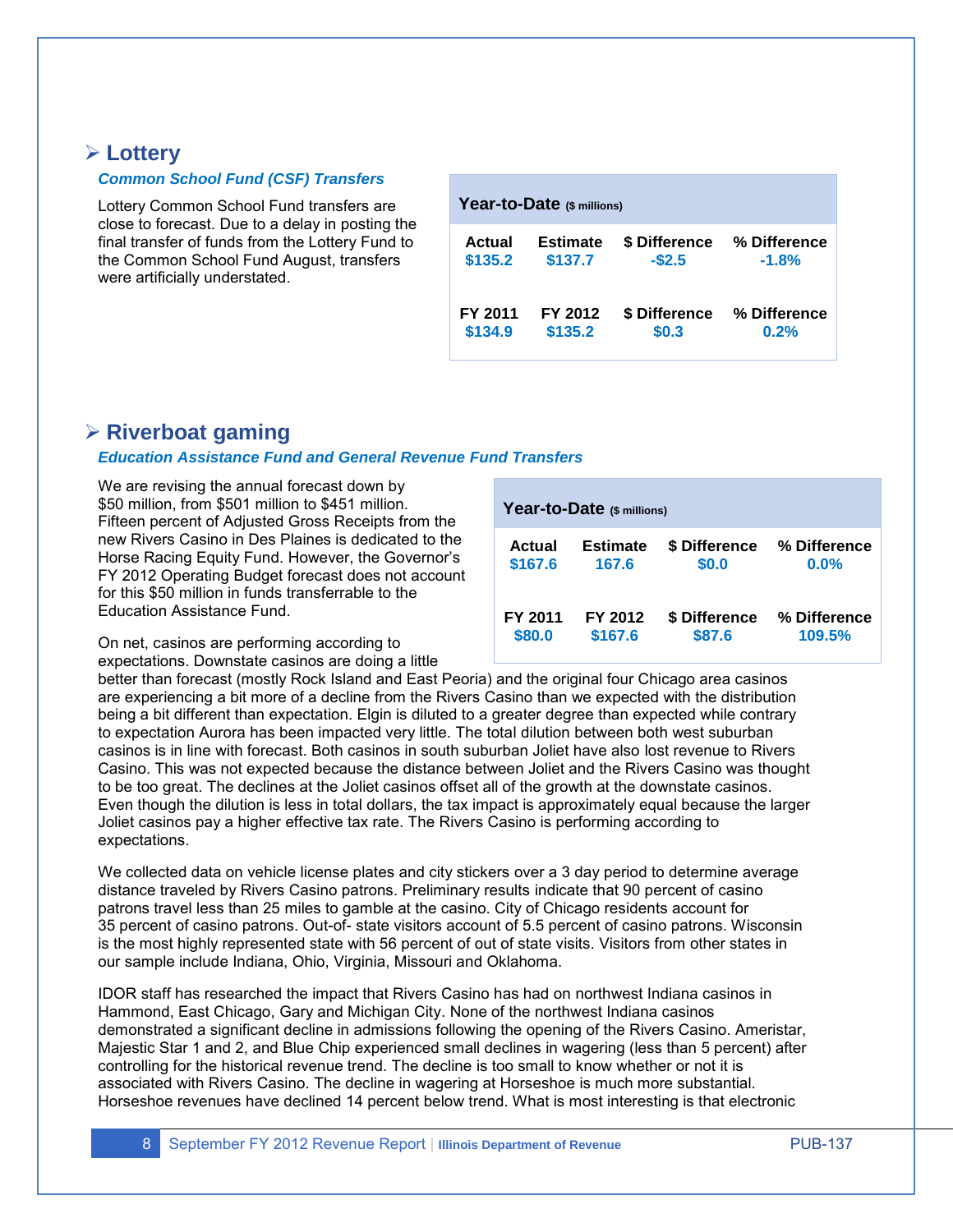## Lottery

### *Common School Fund (CSF) Transfers*

Lottery Common School Fund transfers are close to forecast. Due to a delay in posting the final transfer of funds from the Lottery Fund to the Common School Fund August, transfers were artificially understated.

**Year-to-Date** ($ millions)

| Actual | Estimate | $ Difference | % Difference |
|---|---|---|---|
| $135.2 | $137.7 | -$2.5 | -1.8% |

| FY 2011 | FY 2012 | $ Difference | % Difference |
|---|---|---|---|
| $134.9 | $135.2 | $0.3 | 0.2% |

## Riverboat gaming

### *Education Assistance Fund and General Revenue Fund Transfers*

We are revising the annual forecast down by $50 million, from $501 million to $451 million. Fifteen percent of Adjusted Gross Receipts from the new Rivers Casino in Des Plaines is dedicated to the Horse Racing Equity Fund. However, the Governor's FY 2012 Operating Budget forecast does not account for this $50 million in funds transferrable to the Education Assistance Fund.

**Year-to-Date** ($ millions)

| Actual | Estimate | $ Difference | % Difference |
|---|---|---|---|
| $167.6 | 167.6 | $0.0 | 0.0% |

| FY 2011 | FY 2012 | $ Difference | % Difference |
|---|---|---|---|
| $80.0 | $167.6 | $87.6 | 109.5% |

On net, casinos are performing according to expectations. Downstate casinos are doing a little better than forecast (mostly Rock Island and East Peoria) and the original four Chicago area casinos are experiencing a bit more of a decline from the Rivers Casino than we expected with the distribution being a bit different than expectation. Elgin is diluted to a greater degree than expected while contrary to expectation Aurora has been impacted very little. The total dilution between both west suburban casinos is in line with forecast. Both casinos in south suburban Joliet have also lost revenue to Rivers Casino. This was not expected because the distance between Joliet and the Rivers Casino was thought to be too great. The declines at the Joliet casinos offset all of the growth at the downstate casinos. Even though the dilution is less in total dollars, the tax impact is approximately equal because the larger Joliet casinos pay a higher effective tax rate. The Rivers Casino is performing according to expectations.

We collected data on vehicle license plates and city stickers over a 3 day period to determine average distance traveled by Rivers Casino patrons. Preliminary results indicate that 90 percent of casino patrons travel less than 25 miles to gamble at the casino. City of Chicago residents account for 35 percent of casino patrons. Out-of- state visitors account of 5.5 percent of casino patrons. Wisconsin is the most highly represented state with 56 percent of out of state visits. Visitors from other states in our sample include Indiana, Ohio, Virginia, Missouri and Oklahoma.

IDOR staff has researched the impact that Rivers Casino has had on northwest Indiana casinos in Hammond, East Chicago, Gary and Michigan City. None of the northwest Indiana casinos demonstrated a significant decline in admissions following the opening of the Rivers Casino. Ameristar, Majestic Star 1 and 2, and Blue Chip experienced small declines in wagering (less than 5 percent) after controlling for the historical revenue trend. The decline is too small to know whether or not it is associated with Rivers Casino. The decline in wagering at Horseshoe is much more substantial. Horseshoe revenues have declined 14 percent below trend. What is most interesting is that electronic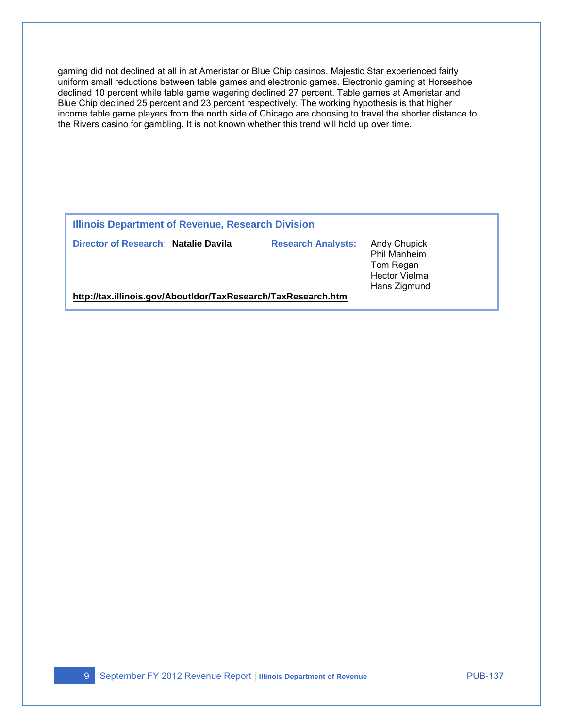gaming did not declined at all in at Ameristar or Blue Chip casinos. Majestic Star experienced fairly uniform small reductions between table games and electronic games. Electronic gaming at Horseshoe declined 10 percent while table game wagering declined 27 percent. Table games at Ameristar and Blue Chip declined 25 percent and 23 percent respectively. The working hypothesis is that higher income table game players from the north side of Chicago are choosing to travel the shorter distance to the Rivers casino for gambling. It is not known whether this trend will hold up over time.

**Illinois Department of Revenue, Research Division**

**Director of Research**: **Natalie Davila**

**Research Analysts:**
Andy Chupick
Phil Manheim
Tom Regan
Hector Vielma
Hans Zigmund

**http://tax.illinois.gov/AboutIdor/TaxResearch/TaxResearch.htm**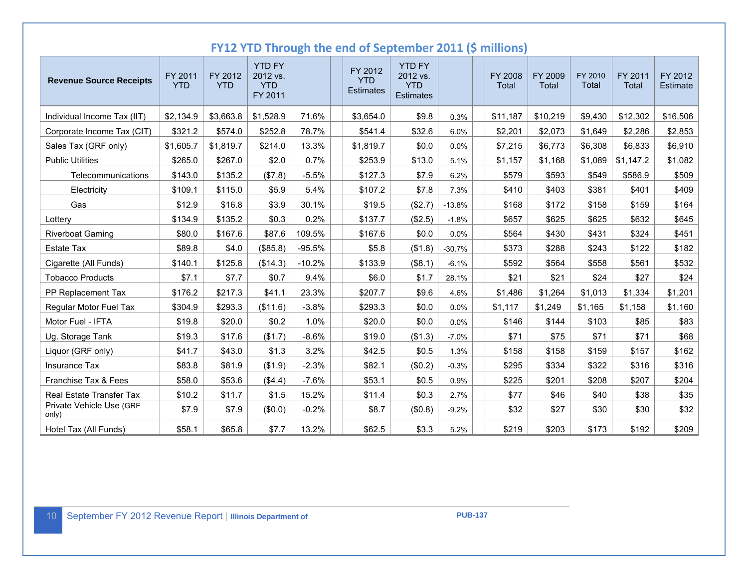## FY12 YTD Through the end of September 2011 ($ millions)

| Revenue Source Receipts | FY 2011 YTD | FY 2012 YTD | YTD FY 2012 vs. YTD FY 2011 | | | FY 2012 YTD Estimates | YTD FY 2012 vs. YTD Estimates | | | FY 2008 Total | FY 2009 Total | FY 2010 Total | FY 2011 Total | FY 2012 Estimate |
|---|---|---|---|---|---|---|---|---|---|---|---|---|---|---|
| Individual Income Tax (IIT) | $2,134.9 | $3,663.8 | $1,528.9 | 71.6% | | $3,654.0 | $9.8 | 0.3% | | $11,187 | $10,219 | $9,430 | $12,302 | $16,506 |
| Corporate Income Tax (CIT) | $321.2 | $574.0 | $252.8 | 78.7% | | $541.4 | $32.6 | 6.0% | | $2,201 | $2,073 | $1,649 | $2,286 | $2,853 |
| Sales Tax (GRF only) | $1,605.7 | $1,819.7 | $214.0 | 13.3% | | $1,819.7 | $0.0 | 0.0% | | $7,215 | $6,773 | $6,308 | $6,833 | $6,910 |
| Public Utilities | $265.0 | $267.0 | $2.0 | 0.7% | | $253.9 | $13.0 | 5.1% | | $1,157 | $1,168 | $1,089 | $1,147.2 | $1,082 |
| Telecommunications | $143.0 | $135.2 | ($7.8) | -5.5% | | $127.3 | $7.9 | 6.2% | | $579 | $593 | $549 | $586.9 | $509 |
| Electricity | $109.1 | $115.0 | $5.9 | 5.4% | | $107.2 | $7.8 | 7.3% | | $410 | $403 | $381 | $401 | $409 |
| Gas | $12.9 | $16.8 | $3.9 | 30.1% | | $19.5 | ($2.7) | -13.8% | | $168 | $172 | $158 | $159 | $164 |
| Lottery | $134.9 | $135.2 | $0.3 | 0.2% | | $137.7 | ($2.5) | -1.8% | | $657 | $625 | $625 | $632 | $645 |
| Riverboat Gaming | $80.0 | $167.6 | $87.6 | 109.5% | | $167.6 | $0.0 | 0.0% | | $564 | $430 | $431 | $324 | $451 |
| Estate Tax | $89.8 | $4.0 | ($85.8) | -95.5% | | $5.8 | ($1.8) | -30.7% | | $373 | $288 | $243 | $122 | $182 |
| Cigarette (All Funds) | $140.1 | $125.8 | ($14.3) | -10.2% | | $133.9 | ($8.1) | -6.1% | | $592 | $564 | $558 | $561 | $532 |
| Tobacco Products | $7.1 | $7.7 | $0.7 | 9.4% | | $6.0 | $1.7 | 28.1% | | $21 | $21 | $24 | $27 | $24 |
| PP Replacement Tax | $176.2 | $217.3 | $41.1 | 23.3% | | $207.7 | $9.6 | 4.6% | | $1,486 | $1,264 | $1,013 | $1,334 | $1,201 |
| Regular Motor Fuel Tax | $304.9 | $293.3 | ($11.6) | -3.8% | | $293.3 | $0.0 | 0.0% | | $1,117 | $1,249 | $1,165 | $1,158 | $1,160 |
| Motor Fuel - IFTA | $19.8 | $20.0 | $0.2 | 1.0% | | $20.0 | $0.0 | 0.0% | | $146 | $144 | $103 | $85 | $83 |
| Ug. Storage Tank | $19.3 | $17.6 | ($1.7) | -8.6% | | $19.0 | ($1.3) | -7.0% | | $71 | $75 | $71 | $71 | $68 |
| Liquor (GRF only) | $41.7 | $43.0 | $1.3 | 3.2% | | $42.5 | $0.5 | 1.3% | | $158 | $158 | $159 | $157 | $162 |
| Insurance Tax | $83.8 | $81.9 | ($1.9) | -2.3% | | $82.1 | ($0.2) | -0.3% | | $295 | $334 | $322 | $316 | $316 |
| Franchise Tax & Fees | $58.0 | $53.6 | ($4.4) | -7.6% | | $53.1 | $0.5 | 0.9% | | $225 | $201 | $208 | $207 | $204 |
| Real Estate Transfer Tax | $10.2 | $11.7 | $1.5 | 15.2% | | $11.4 | $0.3 | 2.7% | | $77 | $46 | $40 | $38 | $35 |
| Private Vehicle Use (GRF only) | $7.9 | $7.9 | ($0.0) | -0.2% | | $8.7 | ($0.8) | -9.2% | | $32 | $27 | $30 | $30 | $32 |
| Hotel Tax (All Funds) | $58.1 | $65.8 | $7.7 | 13.2% | | $62.5 | $3.3 | 5.2% | | $219 | $203 | $173 | $192 | $209 |